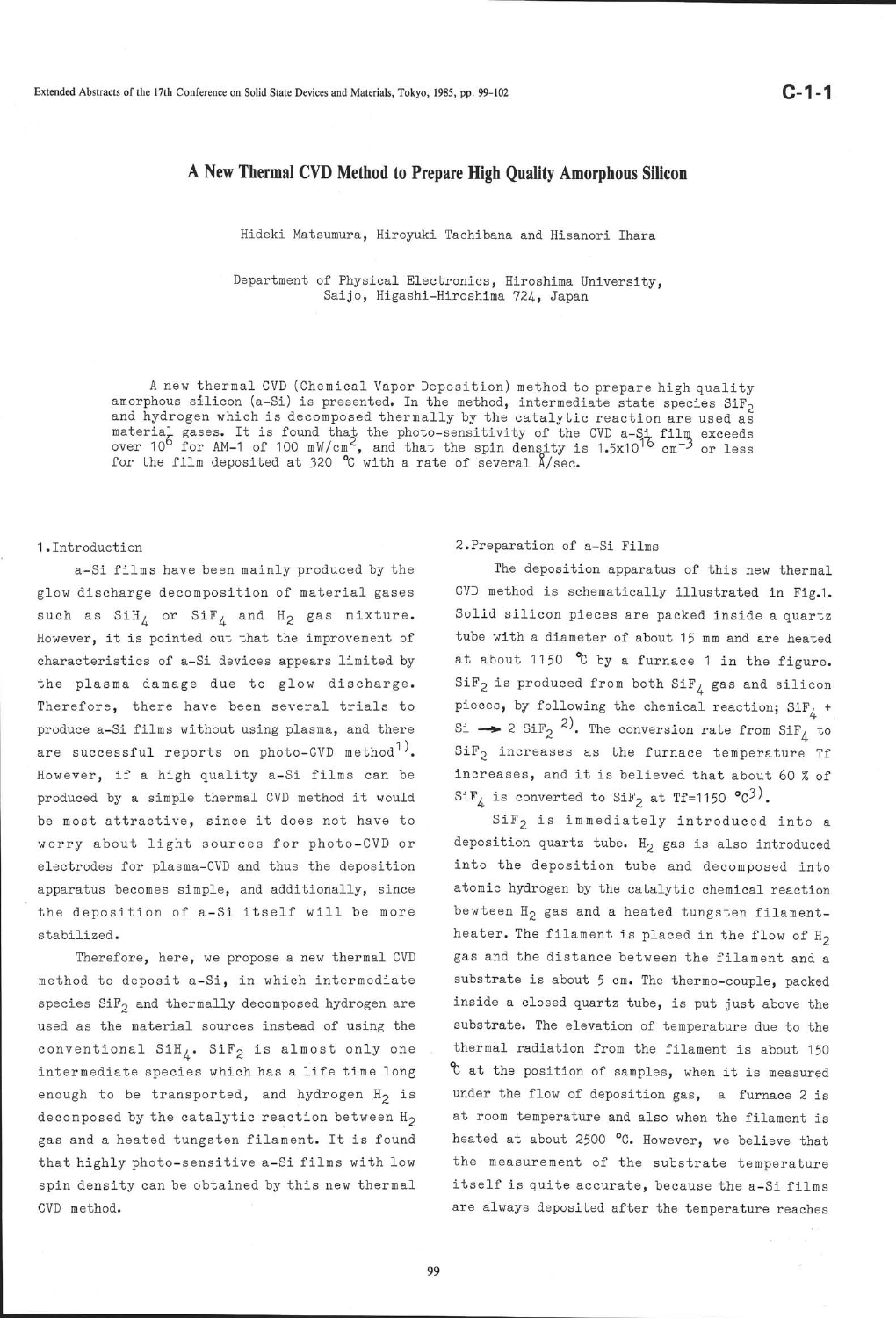# A New Thermal CVD Method to Prepare High Quality Amorphous Silicon

Hideki Matsumura, Hiroyuki Tachibana and Hisanori Ihara

Department of Physical Electronics, Hiroshima University, Saijo, Higashi-Hiroshima 724, Japan

A new thermal CVD (Chemical Vapor Deposition) method to prepare high quality amorphous silicon (a-Si) is presented. In the method, intermediate state species $SiF_2$ and hydrogen which is decomposed thermally by the catalytic reaction are used as material gases. It is found that the photo-sensitivity of the CVD a-Si film exceeds over $10^6$ for AM-1 of 100 $mW/cm^2$, and that the spin density is $1.5 \times 10^{16}$ $cm^{-3}$ or less for the film deposited at 320 °C with a rate of several Å/sec.

## 1. Introduction

a-Si films have been mainly produced by the glow discharge decomposition of material gases such as $SiH_4$ or $SiF_4$ and $H_2$ gas mixture. However, it is pointed out that the improvement of characteristics of a-Si devices appears limited by the plasma damage due to glow discharge. Therefore, there have been several trials to produce a-Si films without using plasma, and there are successful reports on photo-CVD method[1]. However, if a high quality a-Si films can be produced by a simple thermal CVD method it would be most attractive, since it does not have to worry about light sources for photo-CVD or electrodes for plasma-CVD and thus the deposition apparatus becomes simple, and additionally, since the deposition of a-Si itself will be more stabilized.

Therefore, here, we propose a new thermal CVD method to deposit a-Si, in which intermediate species $SiF_2$ and thermally decomposed hydrogen are used as the material sources instead of using the conventional $SiH_4$. $SiF_2$ is almost only one intermediate species which has a life time long enough to be transported, and hydrogen $H_2$ is decomposed by the catalytic reaction between $H_2$ gas and a heated tungsten filament. It is found that highly photo-sensitive a-Si films with low spin density can be obtained by this new thermal CVD method.

## 2. Preparation of a-Si Films

The deposition apparatus of this new thermal CVD method is schematically illustrated in Fig.1. Solid silicon pieces are packed inside a quartz tube with a diameter of about 15 mm and are heated at about 1150 °C by a furnace 1 in the figure. $SiF_2$ is produced from both $SiF_4$ gas and silicon pieces, by following the chemical reaction; $SiF_4 + Si \rightarrow 2\ SiF_2$ [2]. The conversion rate from $SiF_4$ to $SiF_2$ increases as the furnace temperature Tf increases, and it is believed that about 60 % of $SiF_4$ is converted to $SiF_2$ at Tf=1150 °C[3].

$SiF_2$ is immediately introduced into a deposition quartz tube. $H_2$ gas is also introduced into the deposition tube and decomposed into atomic hydrogen by the catalytic chemical reaction bewteen $H_2$ gas and a heated tungsten filament-heater. The filament is placed in the flow of $H_2$ gas and the distance between the filament and a substrate is about 5 cm. The thermo-couple, packed inside a closed quartz tube, is put just above the substrate. The elevation of temperature due to the thermal radiation from the filament is about 150 °C at the position of samples, when it is measured under the flow of deposition gas, a furnace 2 is at room temperature and also when the filament is heated at about 2500 °C. However, we believe that the measurement of the substrate temperature itself is quite accurate, because the a-Si films are always deposited after the temperature reaches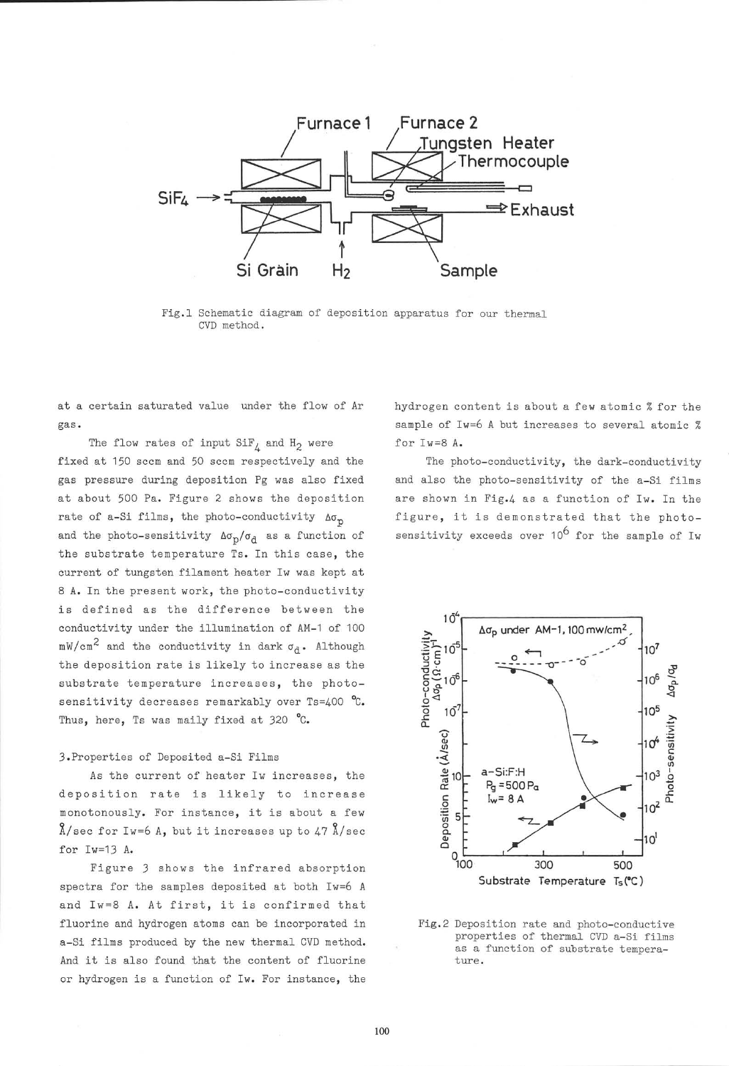Fig.1 Schematic diagram of deposition apparatus for our thermal CVD method.

at a certain saturated value under the flow of Ar gas.

The flow rates of input $SiF_4$ and $H_2$ were fixed at 150 sccm and 50 sccm respectively and the gas pressure during deposition Pg was also fixed at about 500 Pa. Figure 2 shows the deposition rate of a-Si films, the photo-conductivity $\Delta\sigma_p$ and the photo-sensitivity $\Delta\sigma_p/\sigma_d$ as a function of the substrate temperature Ts. In this case, the current of tungsten filament heater Iw was kept at 8 A. In the present work, the photo-conductivity is defined as the difference between the conductivity under the illumination of AM-1 of 100 mW/cm$^2$ and the conductivity in dark $\sigma_d$. Although the deposition rate is likely to increase as the substrate temperature increases, the photo-sensitivity decreases remarkably over Ts=400 °C. Thus, here, Ts was maily fixed at 320 °C.

## 3.Properties of Deposited a-Si Films

As the current of heater Iw increases, the deposition rate is likely to increase monotonously. For instance, it is about a few Å/sec for Iw=6 A, but it increases up to 47 Å/sec for Iw=13 A.

Figure 3 shows the infrared absorption spectra for the samples deposited at both Iw=6 A and Iw=8 A. At first, it is confirmed that fluorine and hydrogen atoms can be incorporated in a-Si films produced by the new thermal CVD method. And it is also found that the content of fluorine or hydrogen is a function of Iw. For instance, the hydrogen content is about a few atomic % for the sample of Iw=6 A but increases to several atomic % for Iw=8 A.

The photo-conductivity, the dark-conductivity and also the photo-sensitivity of the a-Si films are shown in Fig.4 as a function of Iw. In the figure, it is demonstrated that the photo-sensitivity exceeds over $10^6$ for the sample of Iw

Fig.2 Deposition rate and photo-conductive properties of thermal CVD a-Si films as a function of substrate temperature.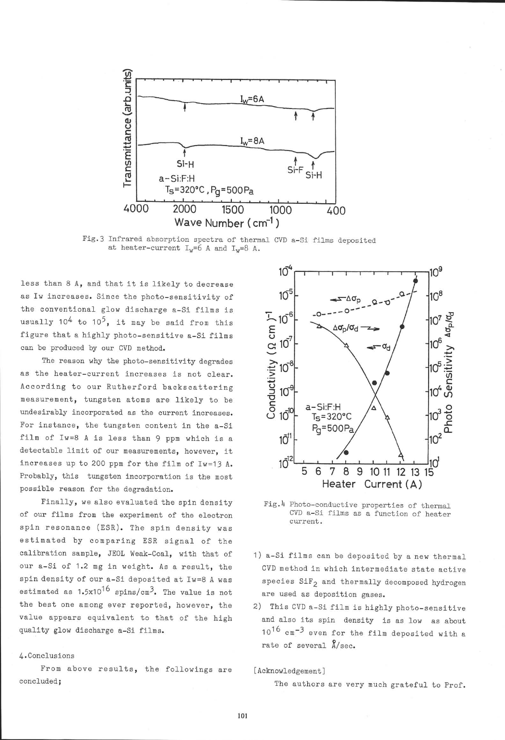Fig.3 Infrared absorption spectra of thermal CVD a-Si films deposited at heater-current $I_w$=6 A and $I_w$=8 A.

less than 8 A, and that it is likely to decrease as Iw increases. Since the photo-sensitivity of the conventional glow discharge a-Si films is usually $10^4$ to $10^5$, it may be said from this figure that a highly photo-sensitive a-Si films can be produced by our CVD method.

The reason why the photo-sensitivity degrades as the heater-current increases is not clear. According to our Rutherford backscattering measurement, tungsten atoms are likely to be undesirably incorporated as the current increases. For instance, the tungsten content in the a-Si film of Iw=8 A is less than 9 ppm which is a detectable limit of our measurements, however, it increases up to 200 ppm for the film of Iw=13 A. Probably, this tungsten incorporation is the most possible reason for the degradation.

Finally, we also evaluated the spin density of our films from the experiment of the electron spin resonance (ESR). The spin density was estimated by comparing ESR signal of the calibration sample, JEOL Weak-Coal, with that of our a-Si of 1.2 mg in weight. As a result, the spin density of our a-Si deposited at Iw=8 A was estimated as $1.5\times10^{16}$ spins/cm$^3$. The value is not the best one among ever reported, however, the value appears equivalent to that of the high quality glow discharge a-Si films.

## 4.Conclusions

From above results, the followings are concluded;

Fig.4 Photo-conductive properties of thermal CVD a-Si films as a function of heater current.

1) a-Si films can be deposited by a new thermal CVD method in which intermediate state active species $SiF_2$ and thermally decomposed hydrogen are used as deposition gases.

2) This CVD a-Si film is highly photo-sensitive and also its spin density is as low as about $10^{16}$ cm$^{-3}$ even for the film deposited with a rate of several Å/sec.

[Acknowledgement]

The authors are very much grateful to Prof.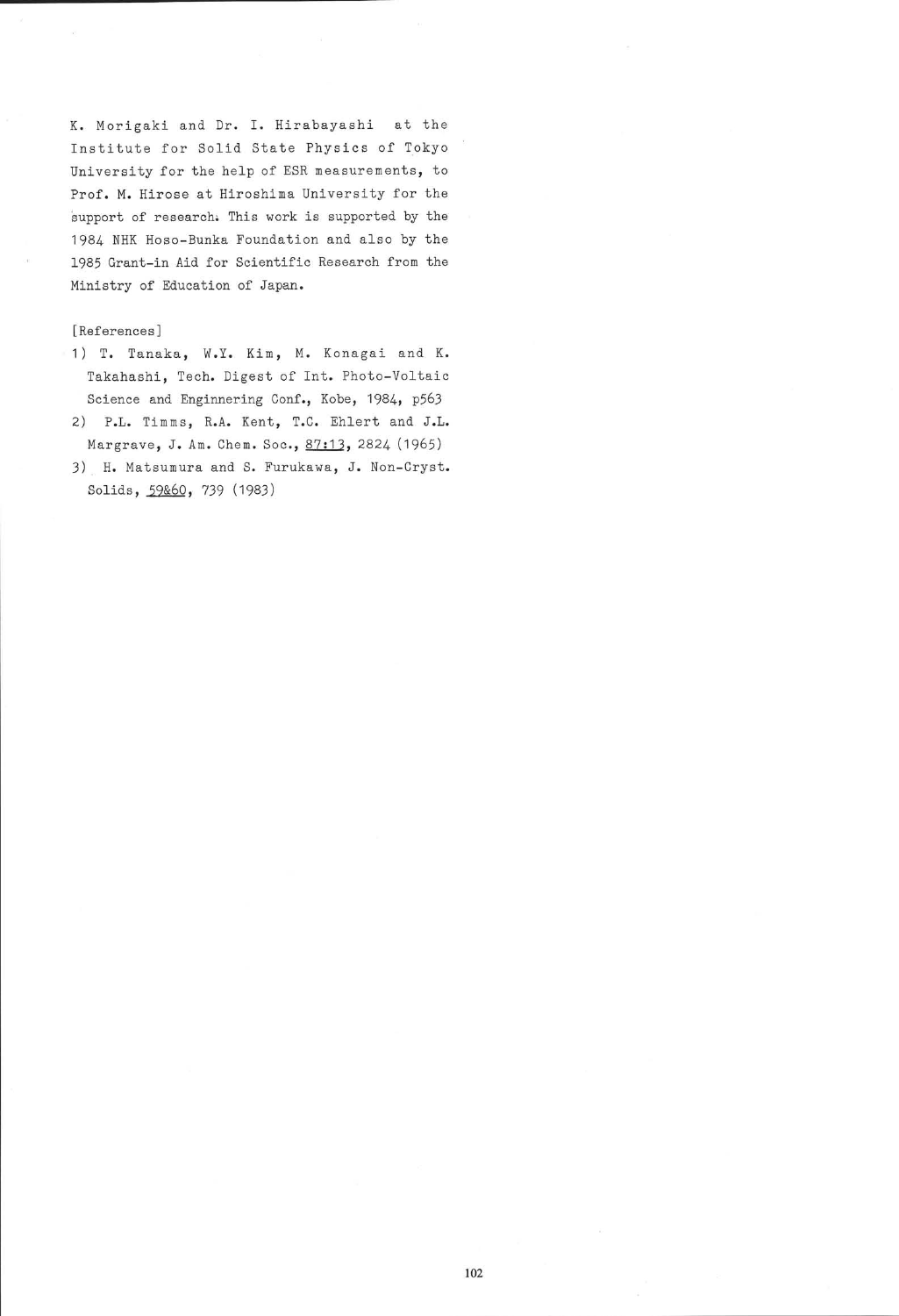K. Morigaki and Dr. I. Hirabayashi at the Institute for Solid State Physics of Tokyo University for the help of ESR measurements, to Prof. M. Hirose at Hiroshima University for the support of research. This work is supported by the 1984 NHK Hoso-Bunka Foundation and also by the 1985 Grant-in Aid for Scientific Research from the Ministry of Education of Japan.

[References]

1) T. Tanaka, W.Y. Kim, M. Konagai and K. Takahashi, Tech. Digest of Int. Photo-Voltaic Science and Enginnering Conf., Kobe, 1984, p563
2) P.L. Timms, R.A. Kent, T.C. Ehlert and J.L. Margrave, J. Am. Chem. Soc., 87:13, 2824 (1965)
3) H. Matsumura and S. Furukawa, J. Non-Cryst. Solids, 59&60, 739 (1983)